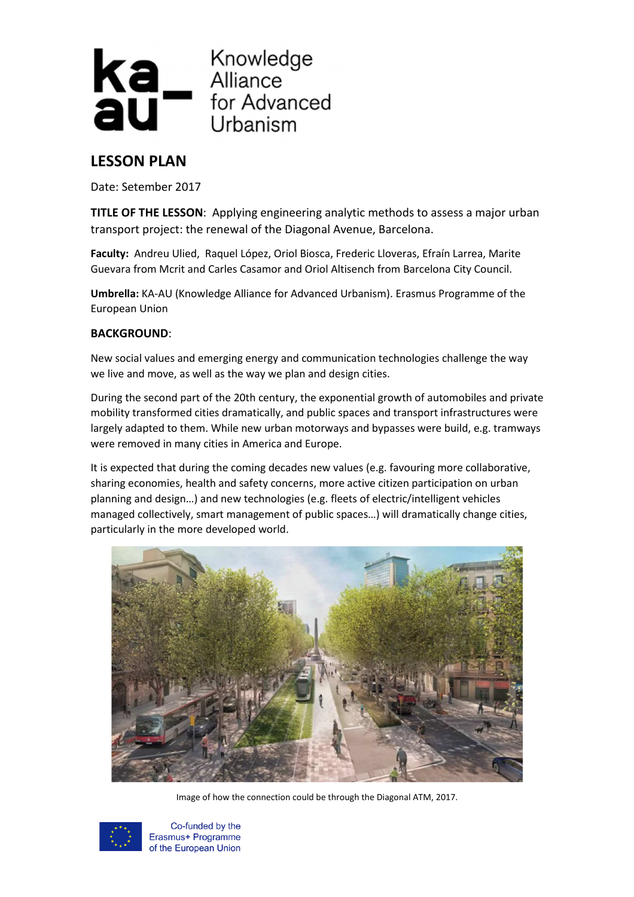# LESSON PLAN

Date: Setember 2017

**TITLE OF THE LESSON**: Applying engineering analytic methods to assess a major urban transport project: the renewal of the Diagonal Avenue, Barcelona.

**Faculty:** Andreu Ulied, Raquel López, Oriol Biosca, Frederic Lloveras, Efraín Larrea, Marite Guevara from Mcrit and Carles Casamor and Oriol Altisench from Barcelona City Council.

**Umbrella:** KA-AU (Knowledge Alliance for Advanced Urbanism). Erasmus Programme of the European Union

**BACKGROUND**:

New social values and emerging energy and communication technologies challenge the way we live and move, as well as the way we plan and design cities.

During the second part of the 20th century, the exponential growth of automobiles and private mobility transformed cities dramatically, and public spaces and transport infrastructures were largely adapted to them. While new urban motorways and bypasses were build, e.g. tramways were removed in many cities in America and Europe.

It is expected that during the coming decades new values (e.g. favouring more collaborative, sharing economies, health and safety concerns, more active citizen participation on urban planning and design…) and new technologies (e.g. fleets of electric/intelligent vehicles managed collectively, smart management of public spaces…) will dramatically change cities, particularly in the more developed world.

Image of how the connection could be through the Diagonal ATM, 2017.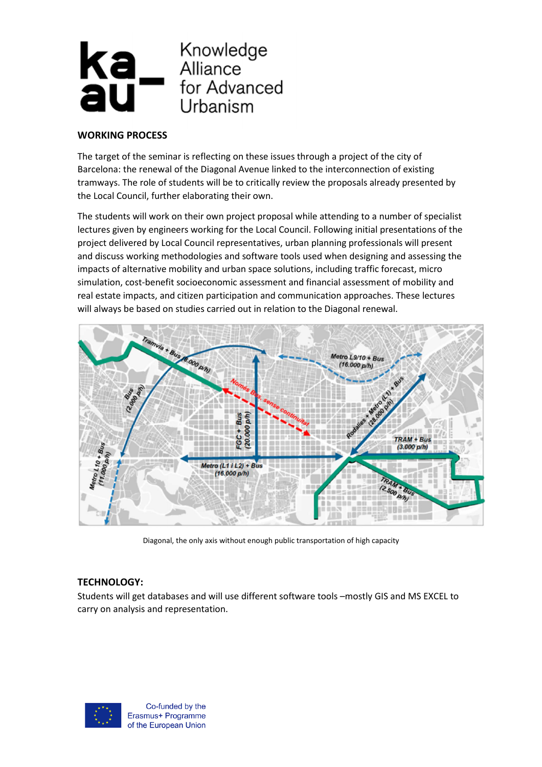## WORKING PROCESS

The target of the seminar is reflecting on these issues through a project of the city of Barcelona: the renewal of the Diagonal Avenue linked to the interconnection of existing tramways. The role of students will be to critically review the proposals already presented by the Local Council, further elaborating their own.

The students will work on their own project proposal while attending to a number of specialist lectures given by engineers working for the Local Council. Following initial presentations of the project delivered by Local Council representatives, urban planning professionals will present and discuss working methodologies and software tools used when designing and assessing the impacts of alternative mobility and urban space solutions, including traffic forecast, micro simulation, cost-benefit socioeconomic assessment and financial assessment of mobility and real estate impacts, and citizen participation and communication approaches. These lectures will always be based on studies carried out in relation to the Diagonal renewal.

Diagonal, the only axis without enough public transportation of high capacity

## TECHNOLOGY:

Students will get databases and will use different software tools –mostly GIS and MS EXCEL to carry on analysis and representation.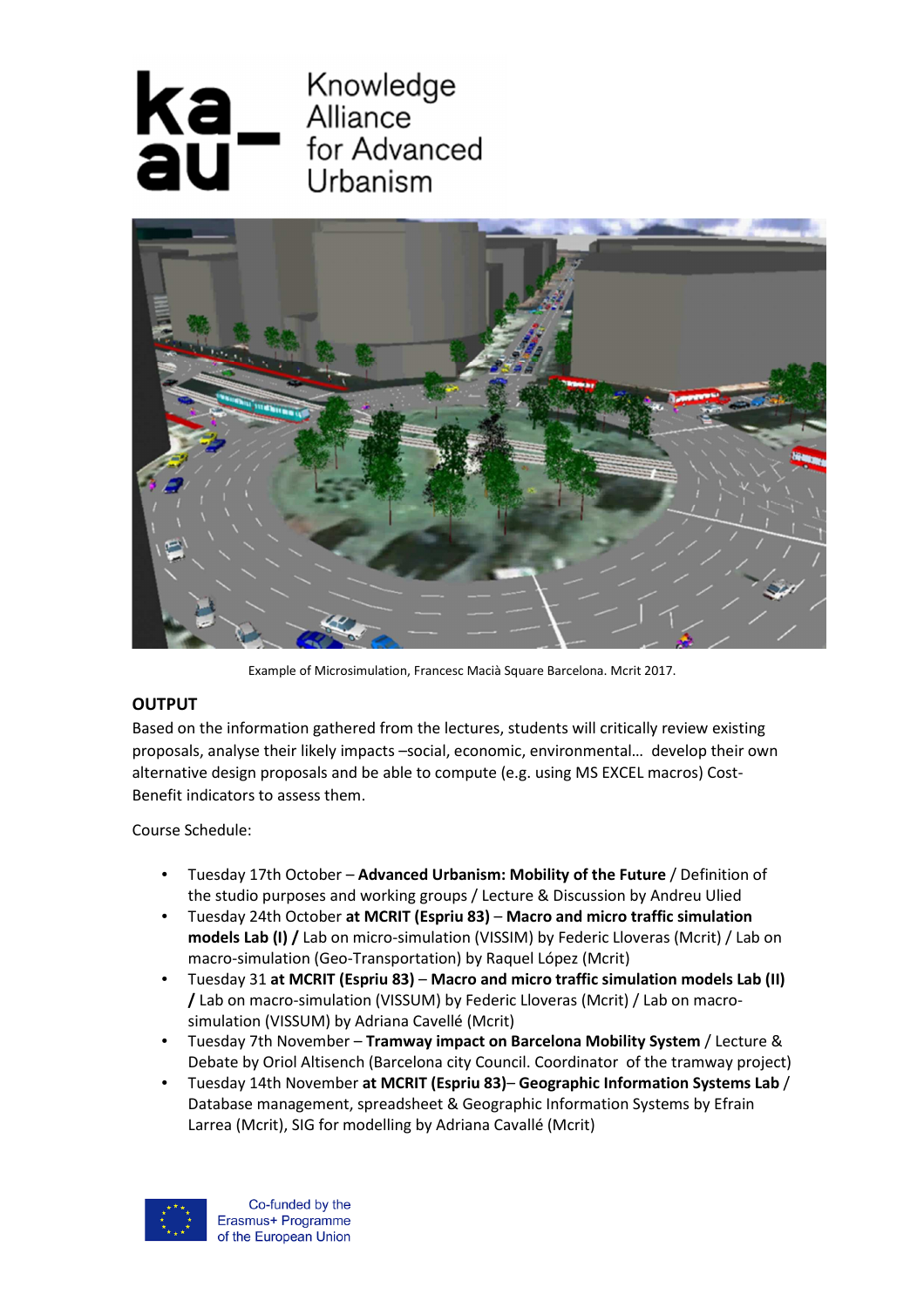Knowledge Alliance for Advanced Urbanism

Example of Microsimulation, Francesc Macià Square Barcelona. Mcrit 2017.

## OUTPUT

Based on the information gathered from the lectures, students will critically review existing proposals, analyse their likely impacts –social, economic, environmental… develop their own alternative design proposals and be able to compute (e.g. using MS EXCEL macros) Cost-Benefit indicators to assess them.

Course Schedule:

- Tuesday 17th October – **Advanced Urbanism: Mobility of the Future** / Definition of the studio purposes and working groups / Lecture & Discussion by Andreu Ulied
- Tuesday 24th October **at MCRIT (Espriu 83)** – **Macro and micro traffic simulation models Lab (I) /** Lab on micro-simulation (VISSIM) by Federic Lloveras (Mcrit) / Lab on macro-simulation (Geo-Transportation) by Raquel López (Mcrit)
- Tuesday 31 **at MCRIT (Espriu 83)** – **Macro and micro traffic simulation models Lab (II) /** Lab on macro-simulation (VISSUM) by Federic Lloveras (Mcrit) / Lab on macro-simulation (VISSUM) by Adriana Cavellé (Mcrit)
- Tuesday 7th November – **Tramway impact on Barcelona Mobility System** / Lecture & Debate by Oriol Altisench (Barcelona city Council. Coordinator of the tramway project)
- Tuesday 14th November **at MCRIT (Espriu 83)**– **Geographic Information Systems Lab** / Database management, spreadsheet & Geographic Information Systems by Efrain Larrea (Mcrit), SIG for modelling by Adriana Cavallé (Mcrit)

Co-funded by the Erasmus+ Programme of the European Union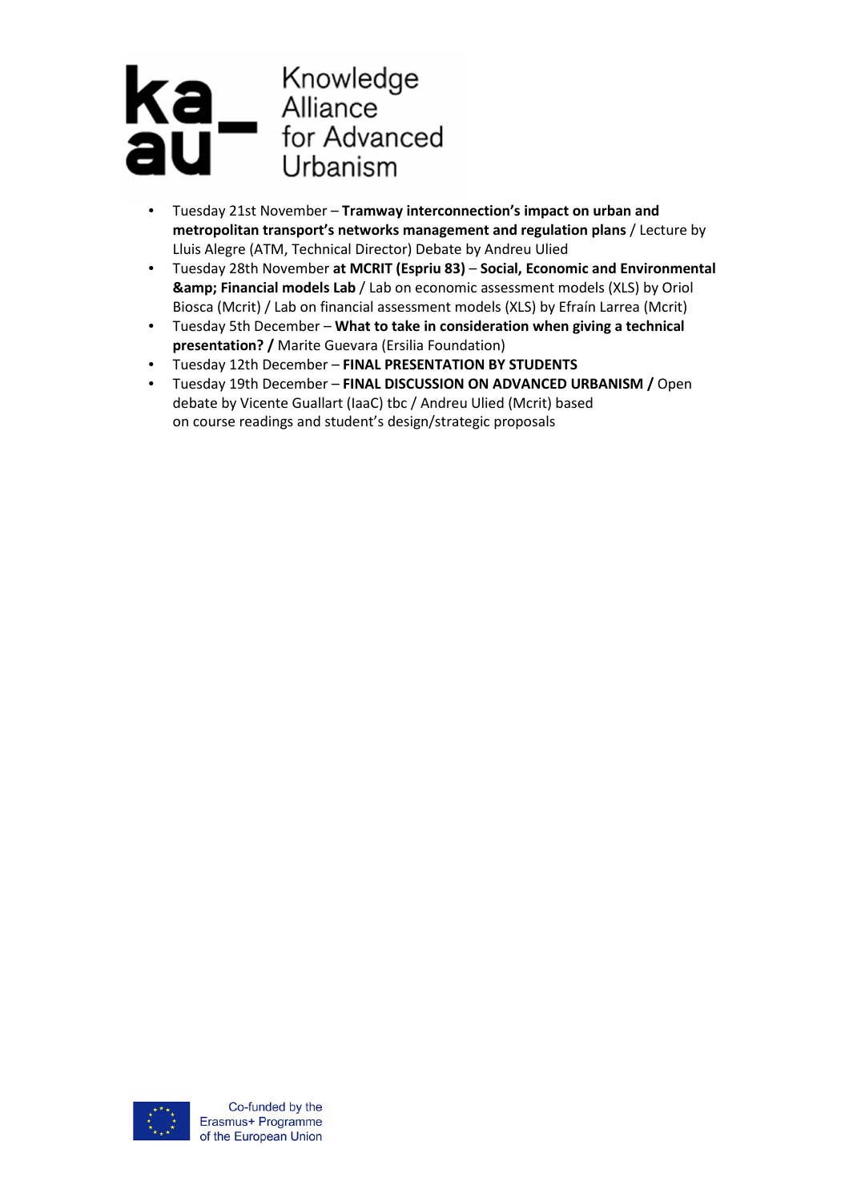- Tuesday 21st November – **Tramway interconnection's impact on urban and metropolitan transport's networks management and regulation plans** / Lecture by Lluis Alegre (ATM, Technical Director) Debate by Andreu Ulied
- Tuesday 28th November **at MCRIT (Espriu 83)** – **Social, Economic and Environmental &amp; Financial models Lab** / Lab on economic assessment models (XLS) by Oriol Biosca (Mcrit) / Lab on financial assessment models (XLS) by Efraín Larrea (Mcrit)
- Tuesday 5th December – **What to take in consideration when giving a technical presentation? /** Marite Guevara (Ersilia Foundation)
- Tuesday 12th December – **FINAL PRESENTATION BY STUDENTS**
- Tuesday 19th December – **FINAL DISCUSSION ON ADVANCED URBANISM /** Open debate by Vicente Guallart (IaaC) tbc / Andreu Ulied (Mcrit) based on course readings and student's design/strategic proposals